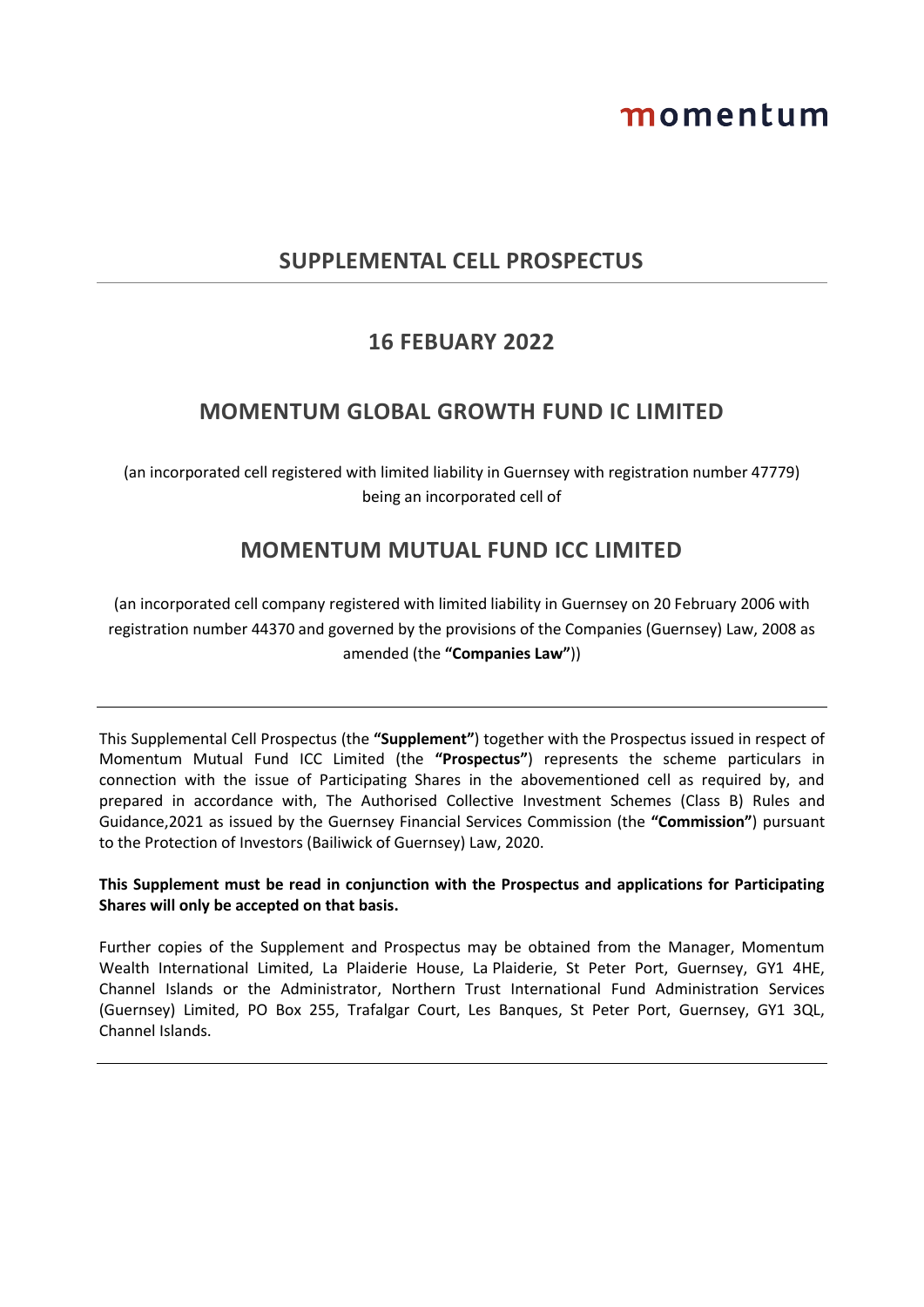momentum

# SUPPLEMENTAL CELL PROSPECTUS

## 16 FEBUARY 2022

## MOMENTUM GLOBAL GROWTH FUND IC LIMITED

(an incorporated cell registered with limited liability in Guernsey with registration number 47779) being an incorporated cell of

## MOMENTUM MUTUAL FUND ICC LIMITED

(an incorporated cell company registered with limited liability in Guernsey on 20 February 2006 with registration number 44370 and governed by the provisions of the Companies (Guernsey) Law, 2008 as amended (the **"Companies Law"**))

---

This Supplemental Cell Prospectus (the **"Supplement"**) together with the Prospectus issued in respect of Momentum Mutual Fund ICC Limited (the **"Prospectus"**) represents the scheme particulars in connection with the issue of Participating Shares in the abovementioned cell as required by, and prepared in accordance with, The Authorised Collective Investment Schemes (Class B) Rules and Guidance,2021 as issued by the Guernsey Financial Services Commission (the **"Commission"**) pursuant to the Protection of Investors (Bailiwick of Guernsey) Law, 2020.

**This Supplement must be read in conjunction with the Prospectus and applications for Participating Shares will only be accepted on that basis.**

Further copies of the Supplement and Prospectus may be obtained from the Manager, Momentum Wealth International Limited, La Plaiderie House, La Plaiderie, St Peter Port, Guernsey, GY1 4HE, Channel Islands or the Administrator, Northern Trust International Fund Administration Services (Guernsey) Limited, PO Box 255, Trafalgar Court, Les Banques, St Peter Port, Guernsey, GY1 3QL, Channel Islands.

---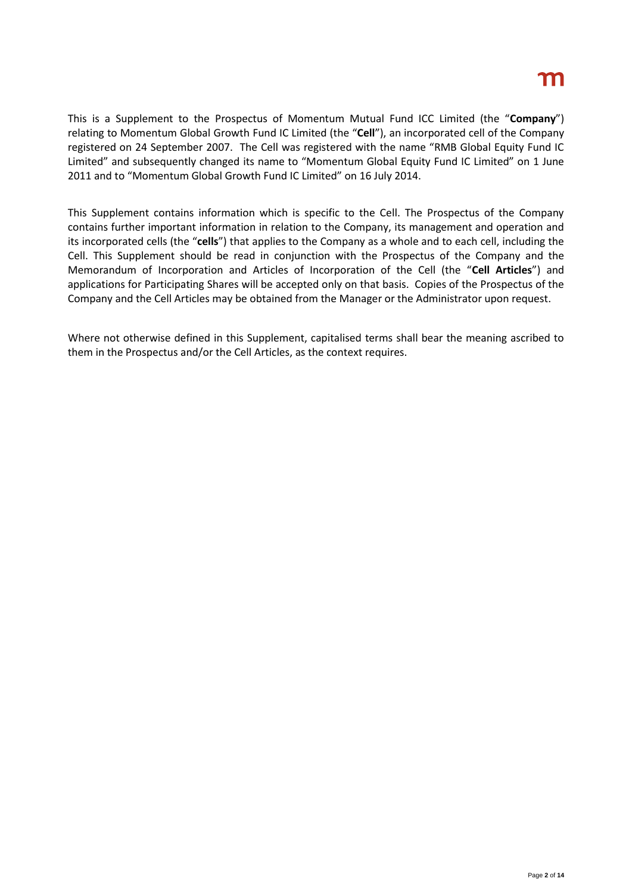This is a Supplement to the Prospectus of Momentum Mutual Fund ICC Limited (the "**Company**") relating to Momentum Global Growth Fund IC Limited (the "**Cell**"), an incorporated cell of the Company registered on 24 September 2007. The Cell was registered with the name "RMB Global Equity Fund IC Limited" and subsequently changed its name to "Momentum Global Equity Fund IC Limited" on 1 June 2011 and to "Momentum Global Growth Fund IC Limited" on 16 July 2014.

This Supplement contains information which is specific to the Cell. The Prospectus of the Company contains further important information in relation to the Company, its management and operation and its incorporated cells (the "**cells**") that applies to the Company as a whole and to each cell, including the Cell. This Supplement should be read in conjunction with the Prospectus of the Company and the Memorandum of Incorporation and Articles of Incorporation of the Cell (the "**Cell Articles**") and applications for Participating Shares will be accepted only on that basis. Copies of the Prospectus of the Company and the Cell Articles may be obtained from the Manager or the Administrator upon request.

Where not otherwise defined in this Supplement, capitalised terms shall bear the meaning ascribed to them in the Prospectus and/or the Cell Articles, as the context requires.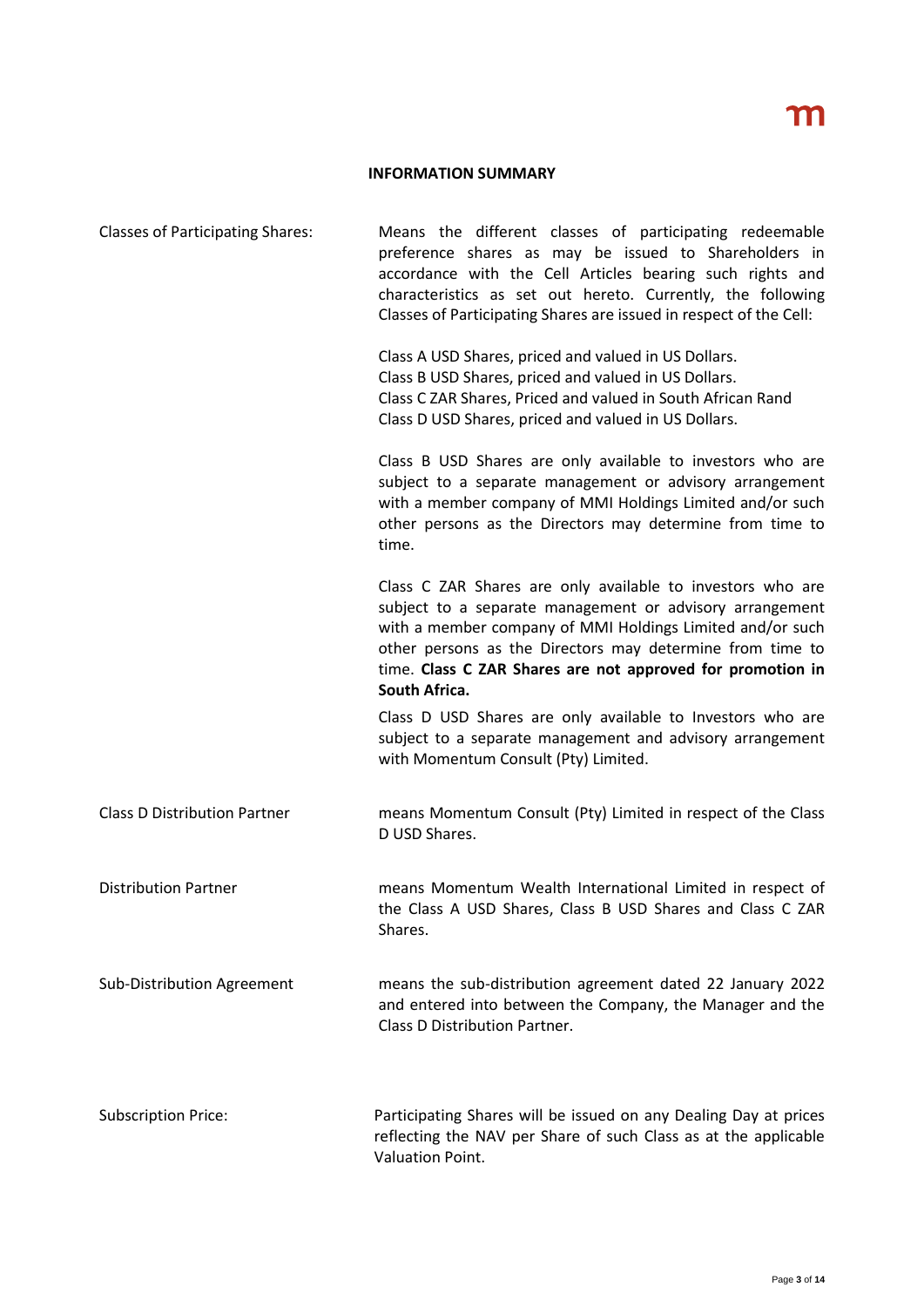## INFORMATION SUMMARY

| | |
|---|---|
| Classes of Participating Shares: | Means the different classes of participating redeemable preference shares as may be issued to Shareholders in accordance with the Cell Articles bearing such rights and characteristics as set out hereto. Currently, the following Classes of Participating Shares are issued in respect of the Cell:<br><br>Class A USD Shares, priced and valued in US Dollars.<br>Class B USD Shares, priced and valued in US Dollars.<br>Class C ZAR Shares, Priced and valued in South African Rand<br>Class D USD Shares, priced and valued in US Dollars.<br><br>Class B USD Shares are only available to investors who are subject to a separate management or advisory arrangement with a member company of MMI Holdings Limited and/or such other persons as the Directors may determine from time to time.<br><br>Class C ZAR Shares are only available to investors who are subject to a separate management or advisory arrangement with a member company of MMI Holdings Limited and/or such other persons as the Directors may determine from time to time. **Class C ZAR Shares are not approved for promotion in South Africa.**<br><br>Class D USD Shares are only available to Investors who are subject to a separate management and advisory arrangement with Momentum Consult (Pty) Limited. |
| Class D Distribution Partner | means Momentum Consult (Pty) Limited in respect of the Class D USD Shares. |
| Distribution Partner | means Momentum Wealth International Limited in respect of the Class A USD Shares, Class B USD Shares and Class C ZAR Shares. |
| Sub-Distribution Agreement | means the sub-distribution agreement dated 22 January 2022 and entered into between the Company, the Manager and the Class D Distribution Partner. |
| Subscription Price: | Participating Shares will be issued on any Dealing Day at prices reflecting the NAV per Share of such Class as at the applicable Valuation Point. |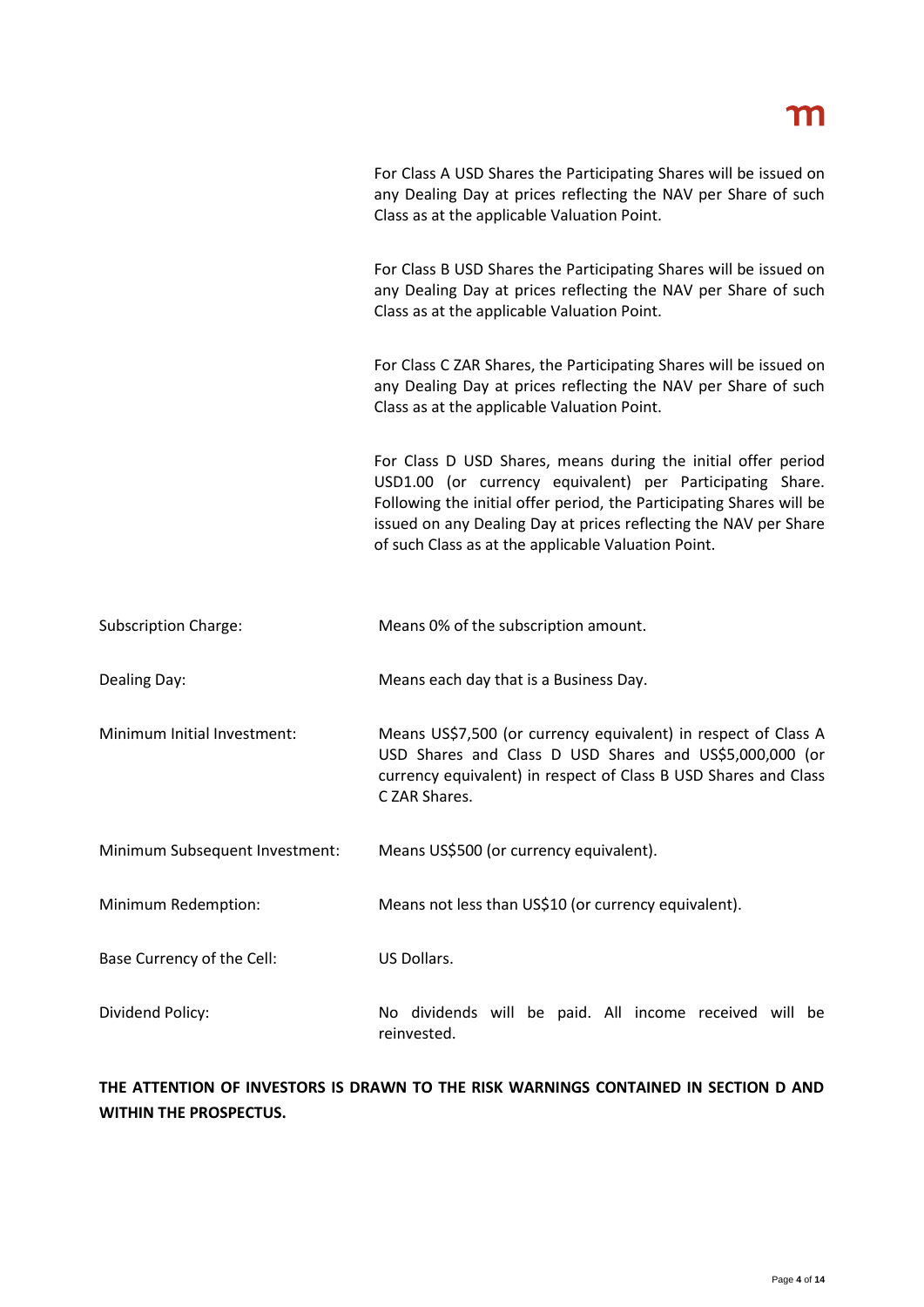| | |
|---|---|
| | For Class A USD Shares the Participating Shares will be issued on any Dealing Day at prices reflecting the NAV per Share of such Class as at the applicable Valuation Point.<br><br>For Class B USD Shares the Participating Shares will be issued on any Dealing Day at prices reflecting the NAV per Share of such Class as at the applicable Valuation Point.<br><br>For Class C ZAR Shares, the Participating Shares will be issued on any Dealing Day at prices reflecting the NAV per Share of such Class as at the applicable Valuation Point.<br><br>For Class D USD Shares, means during the initial offer period USD1.00 (or currency equivalent) per Participating Share. Following the initial offer period, the Participating Shares will be issued on any Dealing Day at prices reflecting the NAV per Share of such Class as at the applicable Valuation Point. |
| Subscription Charge: | Means 0% of the subscription amount. |
| Dealing Day: | Means each day that is a Business Day. |
| Minimum Initial Investment: | Means US$7,500 (or currency equivalent) in respect of Class A USD Shares and Class D USD Shares and US$5,000,000 (or currency equivalent) in respect of Class B USD Shares and Class C ZAR Shares. |
| Minimum Subsequent Investment: | Means US$500 (or currency equivalent). |
| Minimum Redemption: | Means not less than US$10 (or currency equivalent). |
| Base Currency of the Cell: | US Dollars. |
| Dividend Policy: | No dividends will be paid. All income received will be reinvested. |

**THE ATTENTION OF INVESTORS IS DRAWN TO THE RISK WARNINGS CONTAINED IN SECTION D AND WITHIN THE PROSPECTUS.**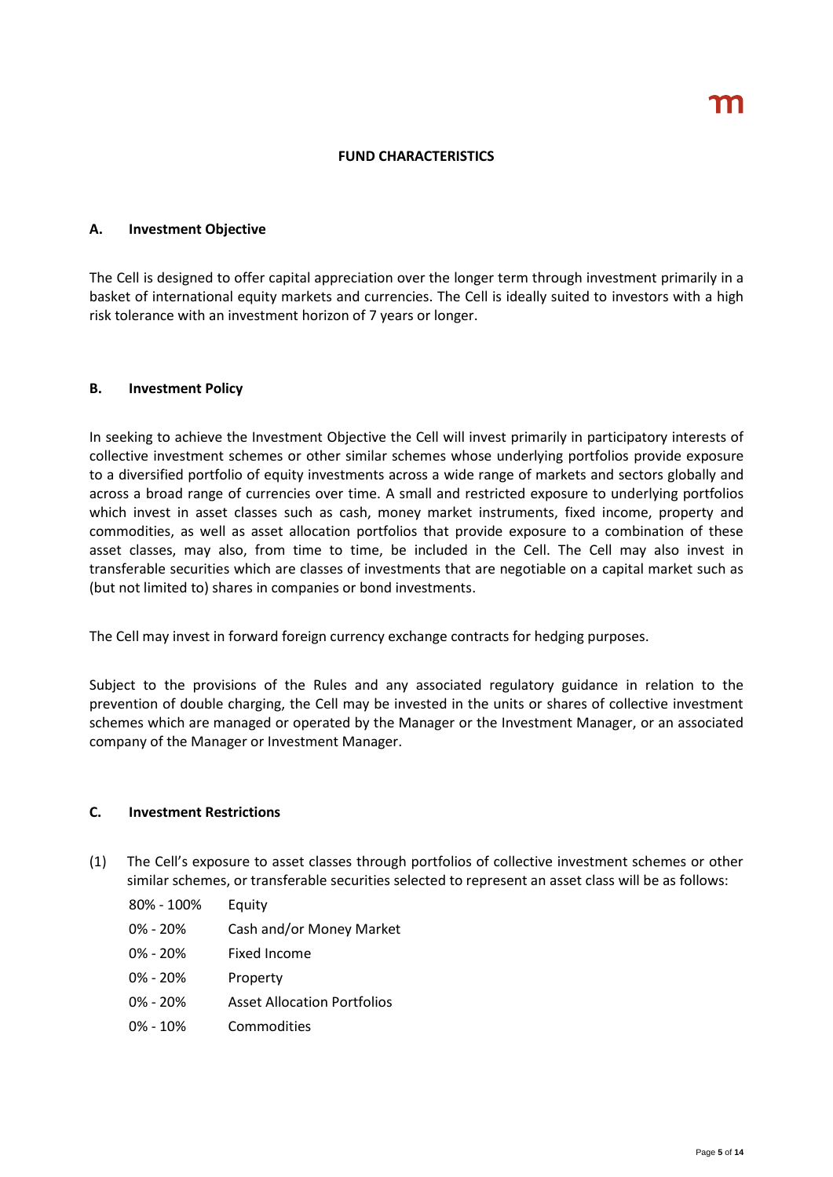# FUND CHARACTERISTICS

## A. Investment Objective

The Cell is designed to offer capital appreciation over the longer term through investment primarily in a basket of international equity markets and currencies. The Cell is ideally suited to investors with a high risk tolerance with an investment horizon of 7 years or longer.

## B. Investment Policy

In seeking to achieve the Investment Objective the Cell will invest primarily in participatory interests of collective investment schemes or other similar schemes whose underlying portfolios provide exposure to a diversified portfolio of equity investments across a wide range of markets and sectors globally and across a broad range of currencies over time. A small and restricted exposure to underlying portfolios which invest in asset classes such as cash, money market instruments, fixed income, property and commodities, as well as asset allocation portfolios that provide exposure to a combination of these asset classes, may also, from time to time, be included in the Cell. The Cell may also invest in transferable securities which are classes of investments that are negotiable on a capital market such as (but not limited to) shares in companies or bond investments.

The Cell may invest in forward foreign currency exchange contracts for hedging purposes.

Subject to the provisions of the Rules and any associated regulatory guidance in relation to the prevention of double charging, the Cell may be invested in the units or shares of collective investment schemes which are managed or operated by the Manager or the Investment Manager, or an associated company of the Manager or Investment Manager.

## C. Investment Restrictions

(1) The Cell's exposure to asset classes through portfolios of collective investment schemes or other similar schemes, or transferable securities selected to represent an asset class will be as follows:

| | |
|---|---|
| 80% - 100% | Equity |
| 0% - 20% | Cash and/or Money Market |
| 0% - 20% | Fixed Income |
| 0% - 20% | Property |
| 0% - 20% | Asset Allocation Portfolios |
| 0% - 10% | Commodities |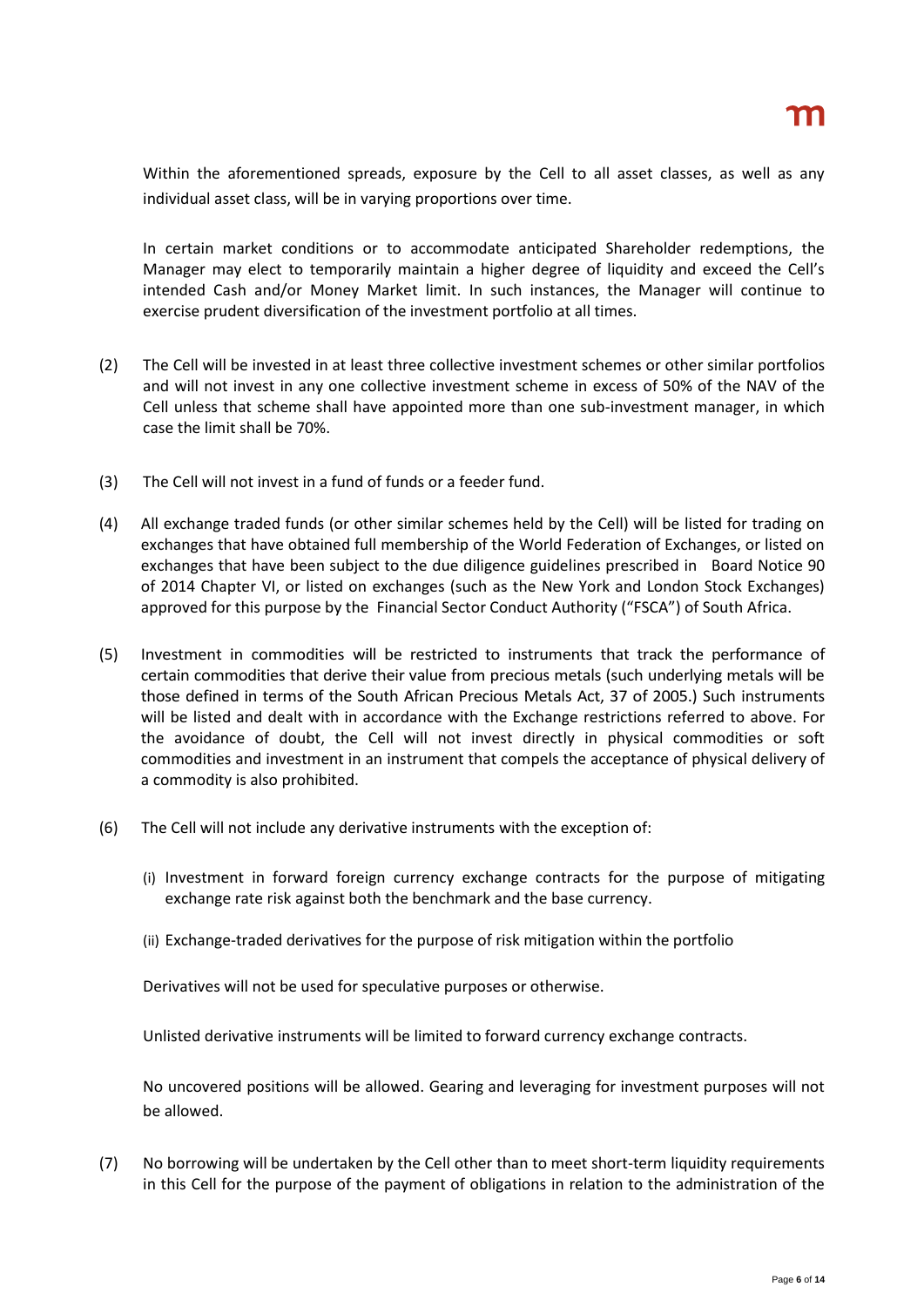Within the aforementioned spreads, exposure by the Cell to all asset classes, as well as any individual asset class, will be in varying proportions over time.

In certain market conditions or to accommodate anticipated Shareholder redemptions, the Manager may elect to temporarily maintain a higher degree of liquidity and exceed the Cell's intended Cash and/or Money Market limit. In such instances, the Manager will continue to exercise prudent diversification of the investment portfolio at all times.

(2) The Cell will be invested in at least three collective investment schemes or other similar portfolios and will not invest in any one collective investment scheme in excess of 50% of the NAV of the Cell unless that scheme shall have appointed more than one sub-investment manager, in which case the limit shall be 70%.

(3) The Cell will not invest in a fund of funds or a feeder fund.

(4) All exchange traded funds (or other similar schemes held by the Cell) will be listed for trading on exchanges that have obtained full membership of the World Federation of Exchanges, or listed on exchanges that have been subject to the due diligence guidelines prescribed in Board Notice 90 of 2014 Chapter VI, or listed on exchanges (such as the New York and London Stock Exchanges) approved for this purpose by the Financial Sector Conduct Authority ("FSCA") of South Africa.

(5) Investment in commodities will be restricted to instruments that track the performance of certain commodities that derive their value from precious metals (such underlying metals will be those defined in terms of the South African Precious Metals Act, 37 of 2005.) Such instruments will be listed and dealt with in accordance with the Exchange restrictions referred to above. For the avoidance of doubt, the Cell will not invest directly in physical commodities or soft commodities and investment in an instrument that compels the acceptance of physical delivery of a commodity is also prohibited.

(6) The Cell will not include any derivative instruments with the exception of:

(i) Investment in forward foreign currency exchange contracts for the purpose of mitigating exchange rate risk against both the benchmark and the base currency.

(ii) Exchange-traded derivatives for the purpose of risk mitigation within the portfolio

Derivatives will not be used for speculative purposes or otherwise.

Unlisted derivative instruments will be limited to forward currency exchange contracts.

No uncovered positions will be allowed. Gearing and leveraging for investment purposes will not be allowed.

(7) No borrowing will be undertaken by the Cell other than to meet short-term liquidity requirements in this Cell for the purpose of the payment of obligations in relation to the administration of the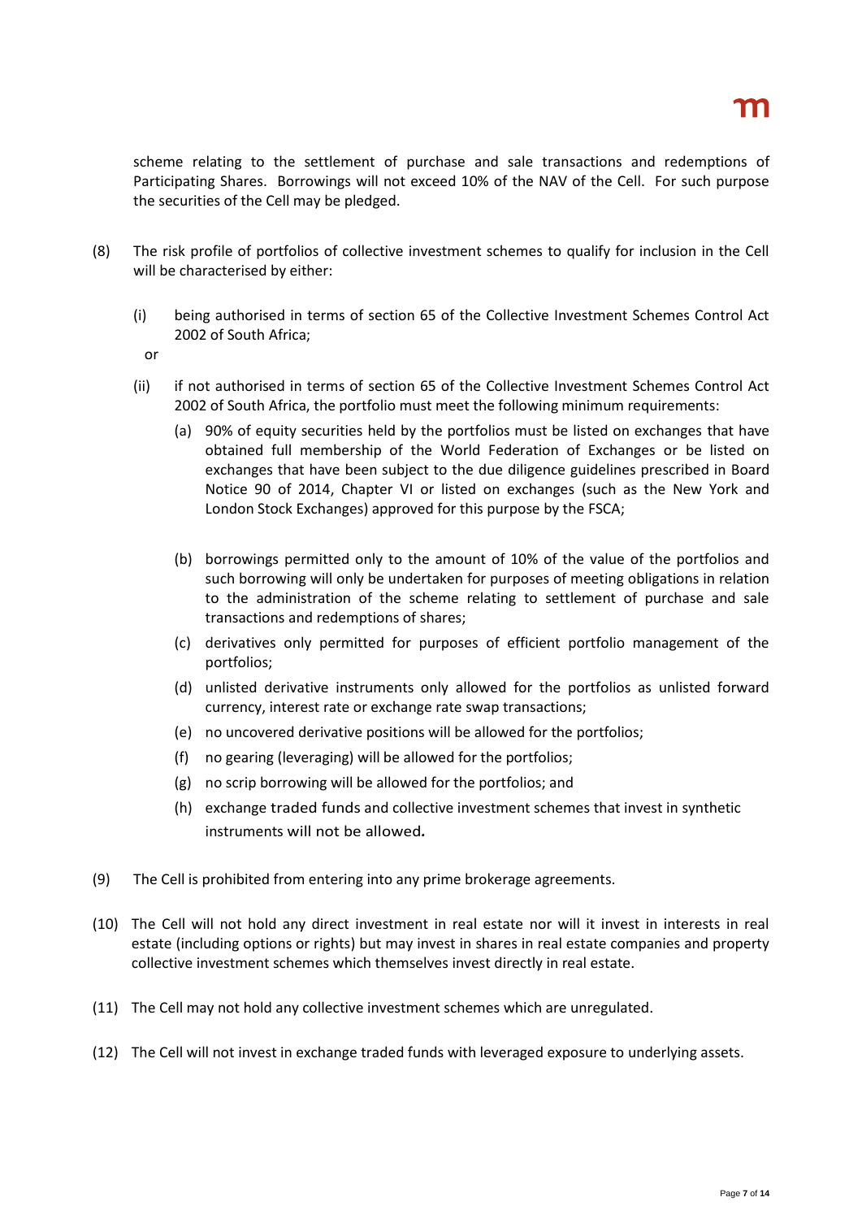scheme relating to the settlement of purchase and sale transactions and redemptions of Participating Shares. Borrowings will not exceed 10% of the NAV of the Cell. For such purpose the securities of the Cell may be pledged.

(8) The risk profile of portfolios of collective investment schemes to qualify for inclusion in the Cell will be characterised by either:

(i) being authorised in terms of section 65 of the Collective Investment Schemes Control Act 2002 of South Africa;

or

(ii) if not authorised in terms of section 65 of the Collective Investment Schemes Control Act 2002 of South Africa, the portfolio must meet the following minimum requirements:

(a) 90% of equity securities held by the portfolios must be listed on exchanges that have obtained full membership of the World Federation of Exchanges or be listed on exchanges that have been subject to the due diligence guidelines prescribed in Board Notice 90 of 2014, Chapter VI or listed on exchanges (such as the New York and London Stock Exchanges) approved for this purpose by the FSCA;

(b) borrowings permitted only to the amount of 10% of the value of the portfolios and such borrowing will only be undertaken for purposes of meeting obligations in relation to the administration of the scheme relating to settlement of purchase and sale transactions and redemptions of shares;

(c) derivatives only permitted for purposes of efficient portfolio management of the portfolios;

(d) unlisted derivative instruments only allowed for the portfolios as unlisted forward currency, interest rate or exchange rate swap transactions;

(e) no uncovered derivative positions will be allowed for the portfolios;

(f) no gearing (leveraging) will be allowed for the portfolios;

(g) no scrip borrowing will be allowed for the portfolios; and

(h) exchange traded funds and collective investment schemes that invest in synthetic instruments will not be allowed.

(9) The Cell is prohibited from entering into any prime brokerage agreements.

(10) The Cell will not hold any direct investment in real estate nor will it invest in interests in real estate (including options or rights) but may invest in shares in real estate companies and property collective investment schemes which themselves invest directly in real estate.

(11) The Cell may not hold any collective investment schemes which are unregulated.

(12) The Cell will not invest in exchange traded funds with leveraged exposure to underlying assets.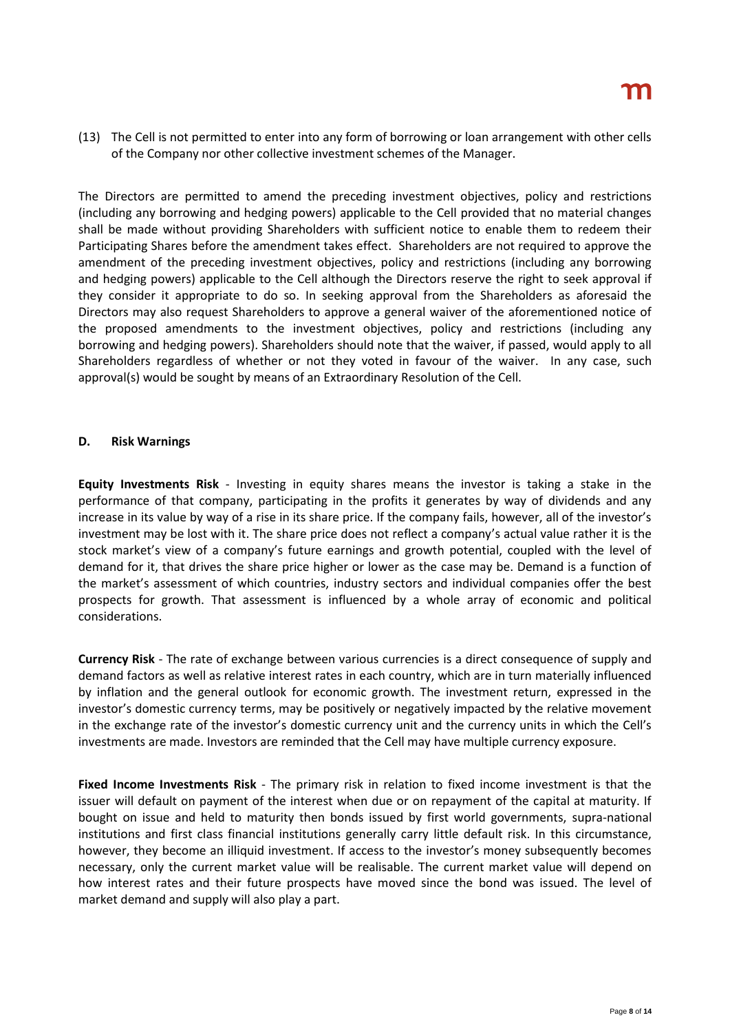(13) The Cell is not permitted to enter into any form of borrowing or loan arrangement with other cells of the Company nor other collective investment schemes of the Manager.

The Directors are permitted to amend the preceding investment objectives, policy and restrictions (including any borrowing and hedging powers) applicable to the Cell provided that no material changes shall be made without providing Shareholders with sufficient notice to enable them to redeem their Participating Shares before the amendment takes effect. Shareholders are not required to approve the amendment of the preceding investment objectives, policy and restrictions (including any borrowing and hedging powers) applicable to the Cell although the Directors reserve the right to seek approval if they consider it appropriate to do so. In seeking approval from the Shareholders as aforesaid the Directors may also request Shareholders to approve a general waiver of the aforementioned notice of the proposed amendments to the investment objectives, policy and restrictions (including any borrowing and hedging powers). Shareholders should note that the waiver, if passed, would apply to all Shareholders regardless of whether or not they voted in favour of the waiver. In any case, such approval(s) would be sought by means of an Extraordinary Resolution of the Cell.

## D. Risk Warnings

**Equity Investments Risk** - Investing in equity shares means the investor is taking a stake in the performance of that company, participating in the profits it generates by way of dividends and any increase in its value by way of a rise in its share price. If the company fails, however, all of the investor's investment may be lost with it. The share price does not reflect a company's actual value rather it is the stock market's view of a company's future earnings and growth potential, coupled with the level of demand for it, that drives the share price higher or lower as the case may be. Demand is a function of the market's assessment of which countries, industry sectors and individual companies offer the best prospects for growth. That assessment is influenced by a whole array of economic and political considerations.

**Currency Risk** - The rate of exchange between various currencies is a direct consequence of supply and demand factors as well as relative interest rates in each country, which are in turn materially influenced by inflation and the general outlook for economic growth. The investment return, expressed in the investor's domestic currency terms, may be positively or negatively impacted by the relative movement in the exchange rate of the investor's domestic currency unit and the currency units in which the Cell's investments are made. Investors are reminded that the Cell may have multiple currency exposure.

**Fixed Income Investments Risk** - The primary risk in relation to fixed income investment is that the issuer will default on payment of the interest when due or on repayment of the capital at maturity. If bought on issue and held to maturity then bonds issued by first world governments, supra-national institutions and first class financial institutions generally carry little default risk. In this circumstance, however, they become an illiquid investment. If access to the investor's money subsequently becomes necessary, only the current market value will be realisable. The current market value will depend on how interest rates and their future prospects have moved since the bond was issued. The level of market demand and supply will also play a part.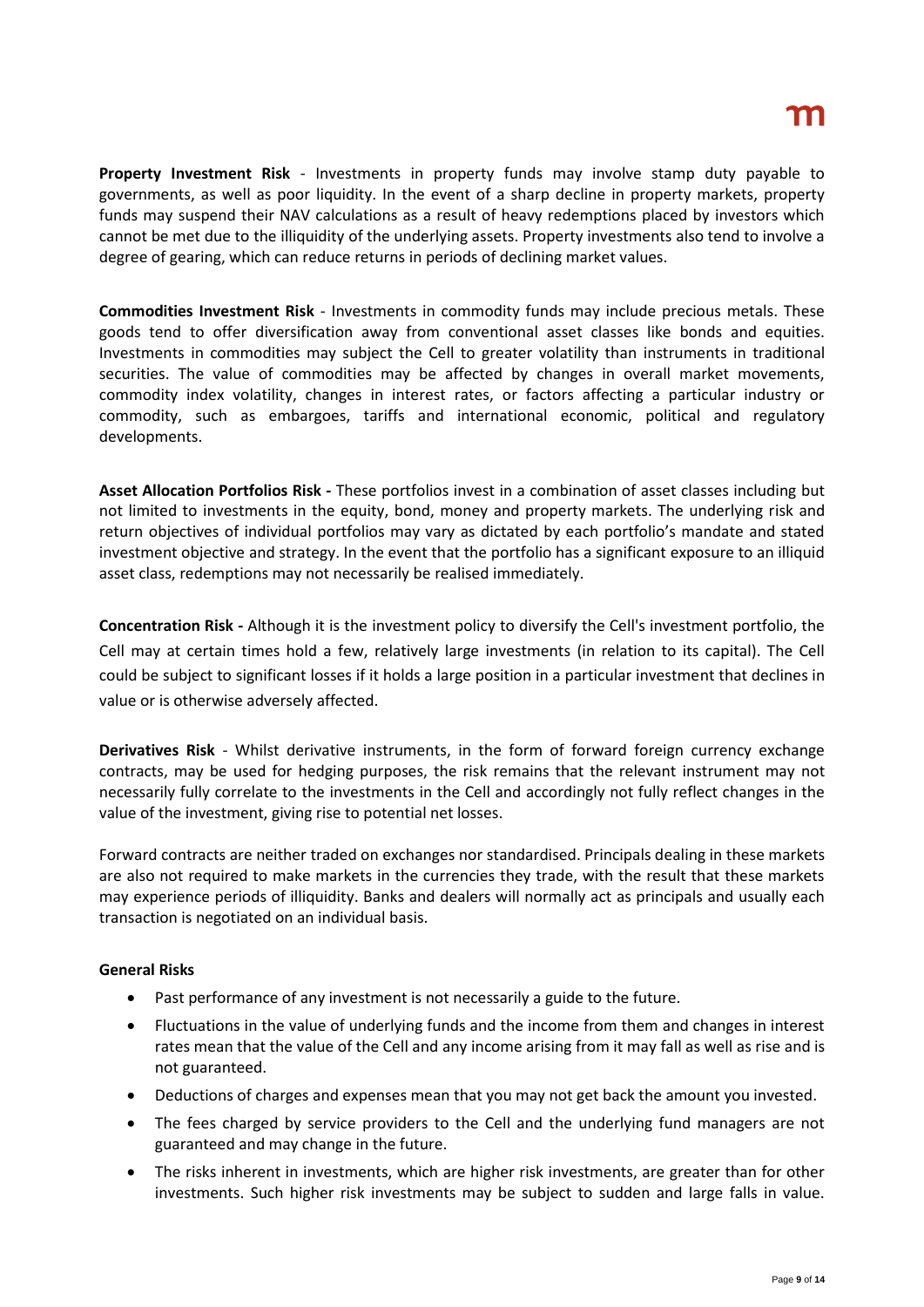**Property Investment Risk** - Investments in property funds may involve stamp duty payable to governments, as well as poor liquidity. In the event of a sharp decline in property markets, property funds may suspend their NAV calculations as a result of heavy redemptions placed by investors which cannot be met due to the illiquidity of the underlying assets. Property investments also tend to involve a degree of gearing, which can reduce returns in periods of declining market values.

**Commodities Investment Risk** - Investments in commodity funds may include precious metals. These goods tend to offer diversification away from conventional asset classes like bonds and equities. Investments in commodities may subject the Cell to greater volatility than instruments in traditional securities. The value of commodities may be affected by changes in overall market movements, commodity index volatility, changes in interest rates, or factors affecting a particular industry or commodity, such as embargoes, tariffs and international economic, political and regulatory developments.

**Asset Allocation Portfolios Risk -** These portfolios invest in a combination of asset classes including but not limited to investments in the equity, bond, money and property markets. The underlying risk and return objectives of individual portfolios may vary as dictated by each portfolio's mandate and stated investment objective and strategy. In the event that the portfolio has a significant exposure to an illiquid asset class, redemptions may not necessarily be realised immediately.

**Concentration Risk -** Although it is the investment policy to diversify the Cell's investment portfolio, the Cell may at certain times hold a few, relatively large investments (in relation to its capital). The Cell could be subject to significant losses if it holds a large position in a particular investment that declines in value or is otherwise adversely affected.

**Derivatives Risk** - Whilst derivative instruments, in the form of forward foreign currency exchange contracts, may be used for hedging purposes, the risk remains that the relevant instrument may not necessarily fully correlate to the investments in the Cell and accordingly not fully reflect changes in the value of the investment, giving rise to potential net losses.

Forward contracts are neither traded on exchanges nor standardised. Principals dealing in these markets are also not required to make markets in the currencies they trade, with the result that these markets may experience periods of illiquidity. Banks and dealers will normally act as principals and usually each transaction is negotiated on an individual basis.

**General Risks**

- Past performance of any investment is not necessarily a guide to the future.
- Fluctuations in the value of underlying funds and the income from them and changes in interest rates mean that the value of the Cell and any income arising from it may fall as well as rise and is not guaranteed.
- Deductions of charges and expenses mean that you may not get back the amount you invested.
- The fees charged by service providers to the Cell and the underlying fund managers are not guaranteed and may change in the future.
- The risks inherent in investments, which are higher risk investments, are greater than for other investments. Such higher risk investments may be subject to sudden and large falls in value.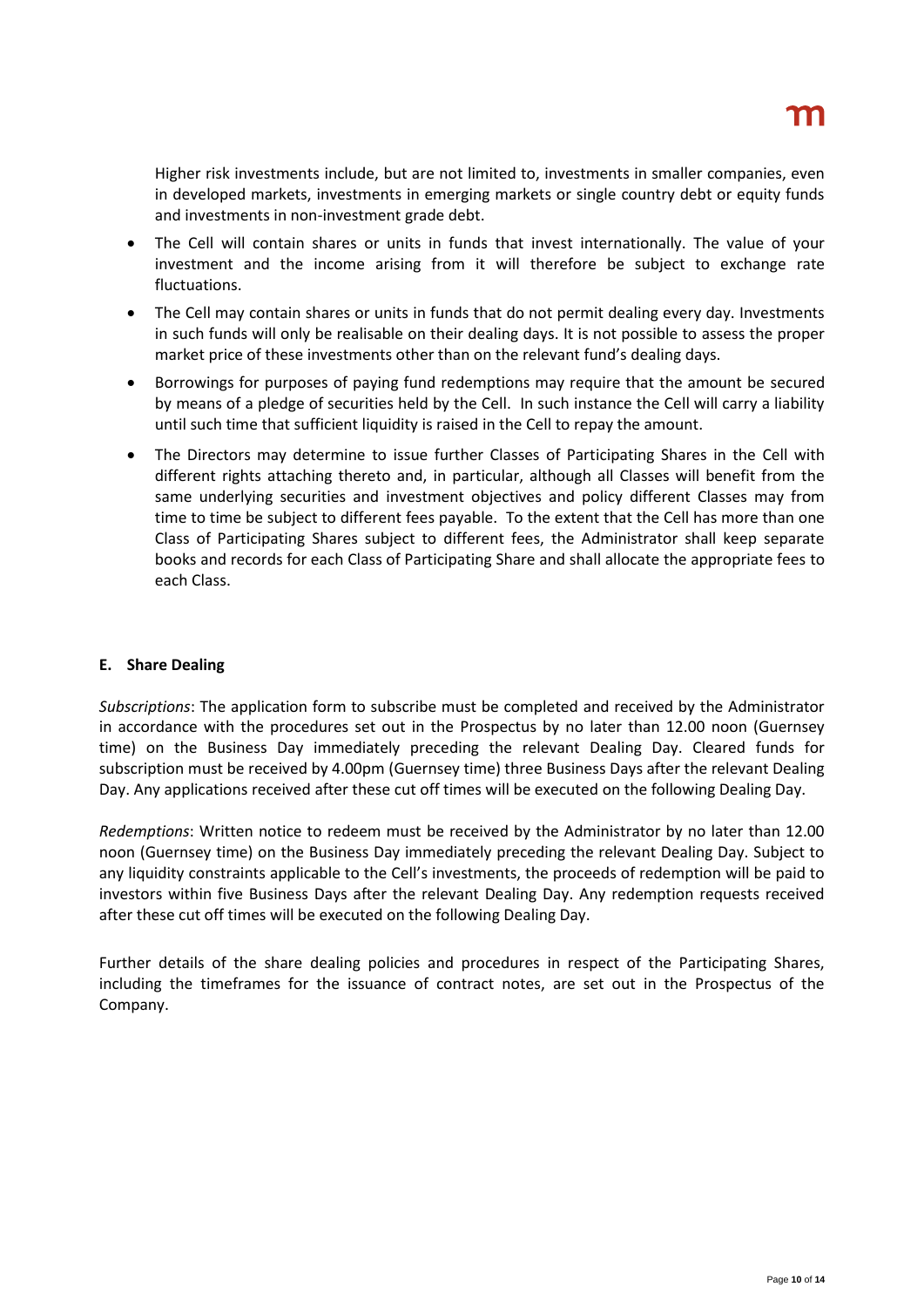Higher risk investments include, but are not limited to, investments in smaller companies, even in developed markets, investments in emerging markets or single country debt or equity funds and investments in non-investment grade debt.

- The Cell will contain shares or units in funds that invest internationally. The value of your investment and the income arising from it will therefore be subject to exchange rate fluctuations.
- The Cell may contain shares or units in funds that do not permit dealing every day. Investments in such funds will only be realisable on their dealing days. It is not possible to assess the proper market price of these investments other than on the relevant fund's dealing days.
- Borrowings for purposes of paying fund redemptions may require that the amount be secured by means of a pledge of securities held by the Cell. In such instance the Cell will carry a liability until such time that sufficient liquidity is raised in the Cell to repay the amount.
- The Directors may determine to issue further Classes of Participating Shares in the Cell with different rights attaching thereto and, in particular, although all Classes will benefit from the same underlying securities and investment objectives and policy different Classes may from time to time be subject to different fees payable. To the extent that the Cell has more than one Class of Participating Shares subject to different fees, the Administrator shall keep separate books and records for each Class of Participating Share and shall allocate the appropriate fees to each Class.

#### E. Share Dealing

*Subscriptions*: The application form to subscribe must be completed and received by the Administrator in accordance with the procedures set out in the Prospectus by no later than 12.00 noon (Guernsey time) on the Business Day immediately preceding the relevant Dealing Day. Cleared funds for subscription must be received by 4.00pm (Guernsey time) three Business Days after the relevant Dealing Day. Any applications received after these cut off times will be executed on the following Dealing Day.

*Redemptions*: Written notice to redeem must be received by the Administrator by no later than 12.00 noon (Guernsey time) on the Business Day immediately preceding the relevant Dealing Day. Subject to any liquidity constraints applicable to the Cell's investments, the proceeds of redemption will be paid to investors within five Business Days after the relevant Dealing Day. Any redemption requests received after these cut off times will be executed on the following Dealing Day.

Further details of the share dealing policies and procedures in respect of the Participating Shares, including the timeframes for the issuance of contract notes, are set out in the Prospectus of the Company.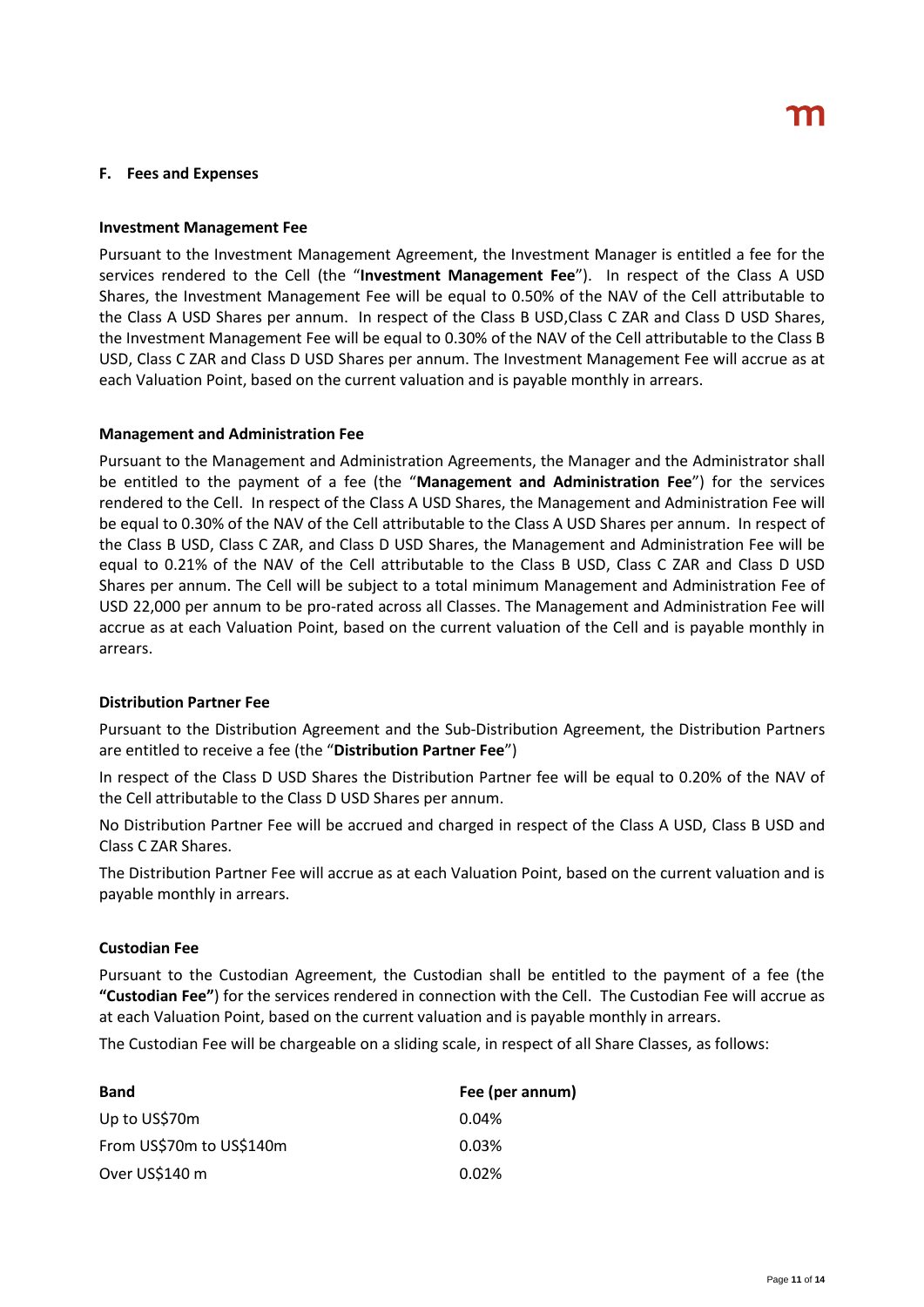## F. Fees and Expenses

### Investment Management Fee

Pursuant to the Investment Management Agreement, the Investment Manager is entitled a fee for the services rendered to the Cell (the "**Investment Management Fee**"). In respect of the Class A USD Shares, the Investment Management Fee will be equal to 0.50% of the NAV of the Cell attributable to the Class A USD Shares per annum. In respect of the Class B USD,Class C ZAR and Class D USD Shares, the Investment Management Fee will be equal to 0.30% of the NAV of the Cell attributable to the Class B USD, Class C ZAR and Class D USD Shares per annum. The Investment Management Fee will accrue as at each Valuation Point, based on the current valuation and is payable monthly in arrears.

### Management and Administration Fee

Pursuant to the Management and Administration Agreements, the Manager and the Administrator shall be entitled to the payment of a fee (the "**Management and Administration Fee**") for the services rendered to the Cell. In respect of the Class A USD Shares, the Management and Administration Fee will be equal to 0.30% of the NAV of the Cell attributable to the Class A USD Shares per annum. In respect of the Class B USD, Class C ZAR, and Class D USD Shares, the Management and Administration Fee will be equal to 0.21% of the NAV of the Cell attributable to the Class B USD, Class C ZAR and Class D USD Shares per annum. The Cell will be subject to a total minimum Management and Administration Fee of USD 22,000 per annum to be pro-rated across all Classes. The Management and Administration Fee will accrue as at each Valuation Point, based on the current valuation of the Cell and is payable monthly in arrears.

### Distribution Partner Fee

Pursuant to the Distribution Agreement and the Sub-Distribution Agreement, the Distribution Partners are entitled to receive a fee (the "**Distribution Partner Fee**")

In respect of the Class D USD Shares the Distribution Partner fee will be equal to 0.20% of the NAV of the Cell attributable to the Class D USD Shares per annum.

No Distribution Partner Fee will be accrued and charged in respect of the Class A USD, Class B USD and Class C ZAR Shares.

The Distribution Partner Fee will accrue as at each Valuation Point, based on the current valuation and is payable monthly in arrears.

### Custodian Fee

Pursuant to the Custodian Agreement, the Custodian shall be entitled to the payment of a fee (the **"Custodian Fee"**) for the services rendered in connection with the Cell. The Custodian Fee will accrue as at each Valuation Point, based on the current valuation and is payable monthly in arrears.

The Custodian Fee will be chargeable on a sliding scale, in respect of all Share Classes, as follows:

| Band | Fee (per annum) |
|---|---|
| Up to US$70m | 0.04% |
| From US$70m to US$140m | 0.03% |
| Over US$140 m | 0.02% |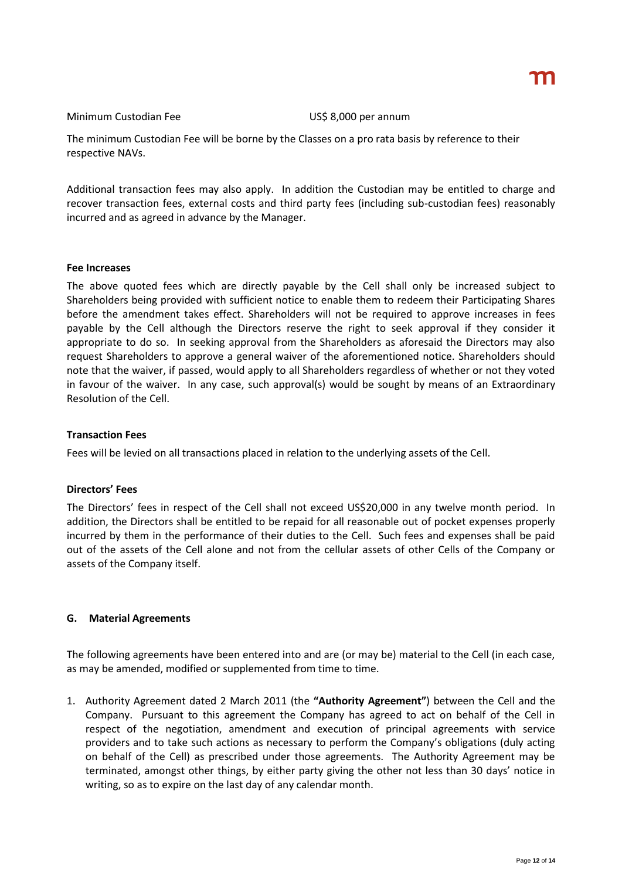| Minimum Custodian Fee | US$ 8,000 per annum |
| --- | --- |

The minimum Custodian Fee will be borne by the Classes on a pro rata basis by reference to their respective NAVs.

Additional transaction fees may also apply. In addition the Custodian may be entitled to charge and recover transaction fees, external costs and third party fees (including sub-custodian fees) reasonably incurred and as agreed in advance by the Manager.

**Fee Increases**

The above quoted fees which are directly payable by the Cell shall only be increased subject to Shareholders being provided with sufficient notice to enable them to redeem their Participating Shares before the amendment takes effect. Shareholders will not be required to approve increases in fees payable by the Cell although the Directors reserve the right to seek approval if they consider it appropriate to do so. In seeking approval from the Shareholders as aforesaid the Directors may also request Shareholders to approve a general waiver of the aforementioned notice. Shareholders should note that the waiver, if passed, would apply to all Shareholders regardless of whether or not they voted in favour of the waiver. In any case, such approval(s) would be sought by means of an Extraordinary Resolution of the Cell.

**Transaction Fees**

Fees will be levied on all transactions placed in relation to the underlying assets of the Cell.

**Directors' Fees**

The Directors' fees in respect of the Cell shall not exceed US$20,000 in any twelve month period. In addition, the Directors shall be entitled to be repaid for all reasonable out of pocket expenses properly incurred by them in the performance of their duties to the Cell. Such fees and expenses shall be paid out of the assets of the Cell alone and not from the cellular assets of other Cells of the Company or assets of the Company itself.

## G. Material Agreements

The following agreements have been entered into and are (or may be) material to the Cell (in each case, as may be amended, modified or supplemented from time to time.

1. Authority Agreement dated 2 March 2011 (the **"Authority Agreement"**) between the Cell and the Company. Pursuant to this agreement the Company has agreed to act on behalf of the Cell in respect of the negotiation, amendment and execution of principal agreements with service providers and to take such actions as necessary to perform the Company's obligations (duly acting on behalf of the Cell) as prescribed under those agreements. The Authority Agreement may be terminated, amongst other things, by either party giving the other not less than 30 days' notice in writing, so as to expire on the last day of any calendar month.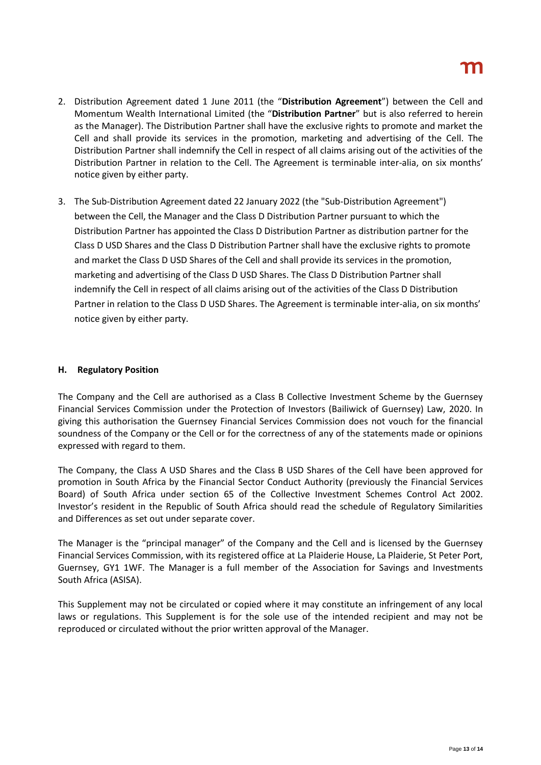2. Distribution Agreement dated 1 June 2011 (the "**Distribution Agreement**") between the Cell and Momentum Wealth International Limited (the "**Distribution Partner**" but is also referred to herein as the Manager). The Distribution Partner shall have the exclusive rights to promote and market the Cell and shall provide its services in the promotion, marketing and advertising of the Cell. The Distribution Partner shall indemnify the Cell in respect of all claims arising out of the activities of the Distribution Partner in relation to the Cell. The Agreement is terminable inter-alia, on six months' notice given by either party.

3. The Sub-Distribution Agreement dated 22 January 2022 (the "Sub-Distribution Agreement") between the Cell, the Manager and the Class D Distribution Partner pursuant to which the Distribution Partner has appointed the Class D Distribution Partner as distribution partner for the Class D USD Shares and the Class D Distribution Partner shall have the exclusive rights to promote and market the Class D USD Shares of the Cell and shall provide its services in the promotion, marketing and advertising of the Class D USD Shares. The Class D Distribution Partner shall indemnify the Cell in respect of all claims arising out of the activities of the Class D Distribution Partner in relation to the Class D USD Shares. The Agreement is terminable inter-alia, on six months' notice given by either party.

**H. Regulatory Position**

The Company and the Cell are authorised as a Class B Collective Investment Scheme by the Guernsey Financial Services Commission under the Protection of Investors (Bailiwick of Guernsey) Law, 2020. In giving this authorisation the Guernsey Financial Services Commission does not vouch for the financial soundness of the Company or the Cell or for the correctness of any of the statements made or opinions expressed with regard to them.

The Company, the Class A USD Shares and the Class B USD Shares of the Cell have been approved for promotion in South Africa by the Financial Sector Conduct Authority (previously the Financial Services Board) of South Africa under section 65 of the Collective Investment Schemes Control Act 2002. Investor's resident in the Republic of South Africa should read the schedule of Regulatory Similarities and Differences as set out under separate cover.

The Manager is the "principal manager" of the Company and the Cell and is licensed by the Guernsey Financial Services Commission, with its registered office at La Plaiderie House, La Plaiderie, St Peter Port, Guernsey, GY1 1WF. The Manager is a full member of the Association for Savings and Investments South Africa (ASISA).

This Supplement may not be circulated or copied where it may constitute an infringement of any local laws or regulations. This Supplement is for the sole use of the intended recipient and may not be reproduced or circulated without the prior written approval of the Manager.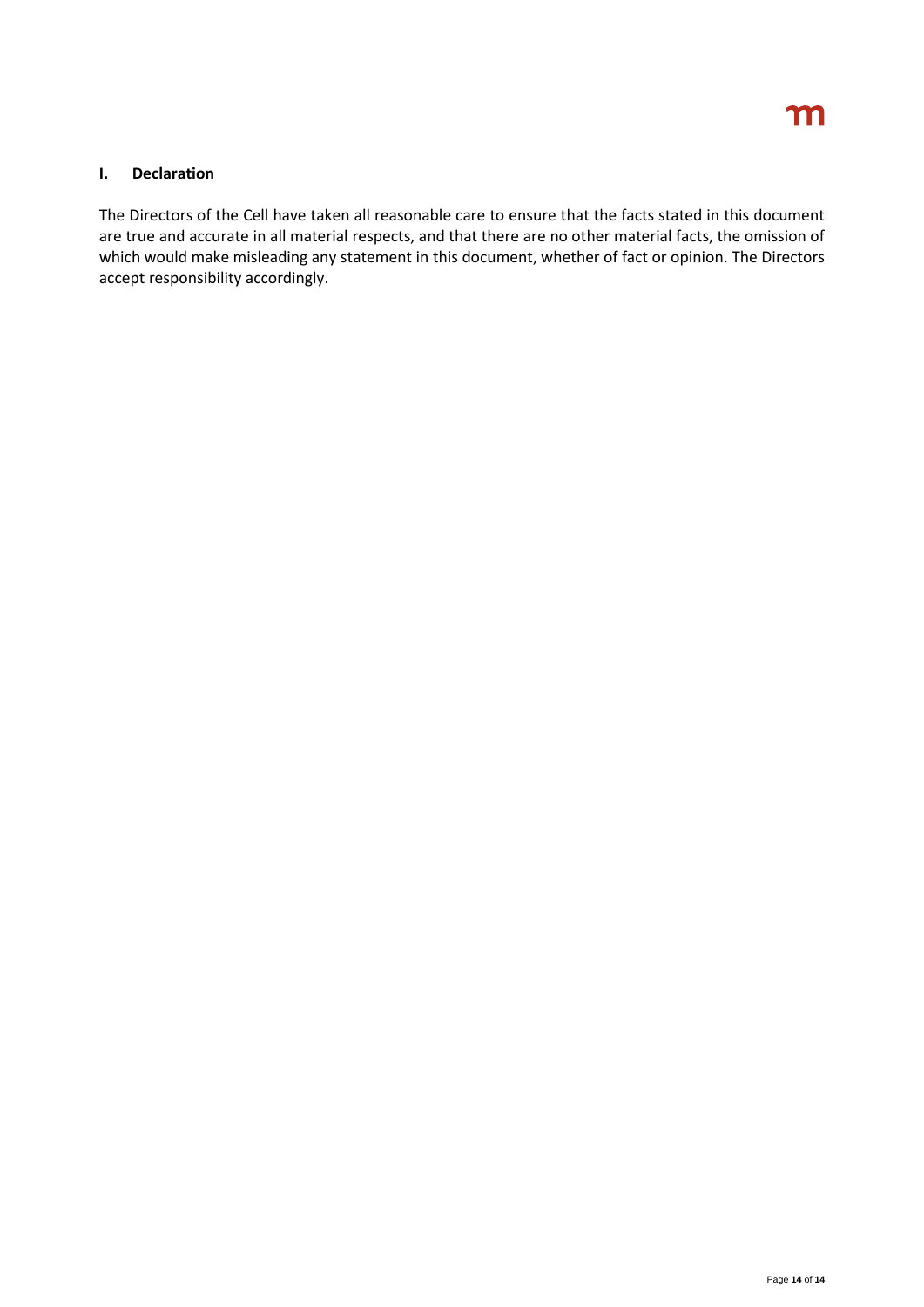## I. Declaration

The Directors of the Cell have taken all reasonable care to ensure that the facts stated in this document are true and accurate in all material respects, and that there are no other material facts, the omission of which would make misleading any statement in this document, whether of fact or opinion. The Directors accept responsibility accordingly.